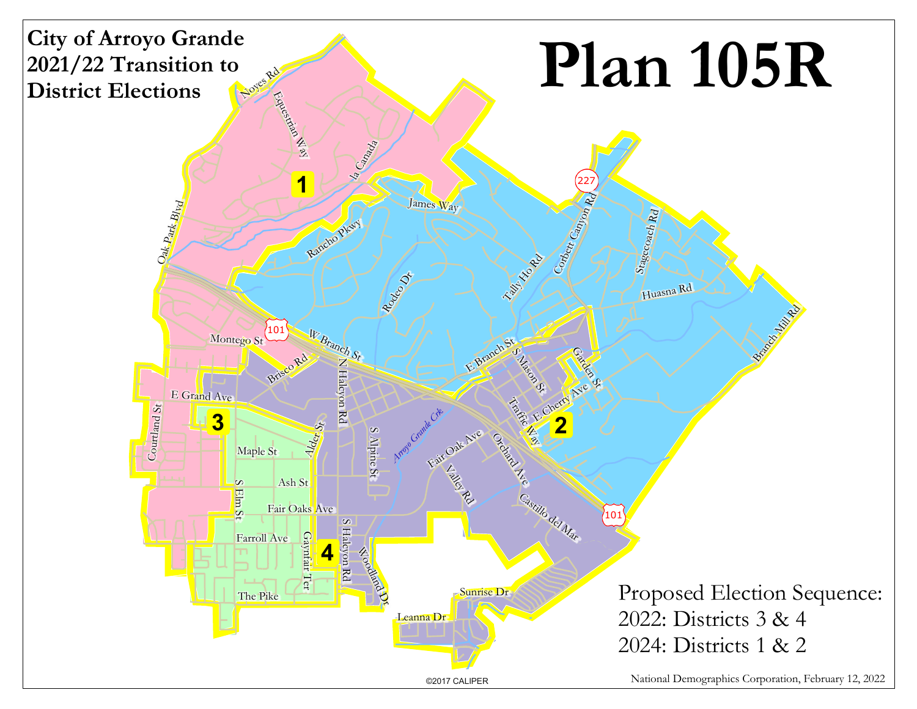# City of Arroyo Grande 2021/22 Transition to District Elections

# Plan 105R

Proposed Election Sequence:
2022: Districts 3 & 4
2024: Districts 1 & 2

©2017 CALIPER

National Demographics Corporation, February 12, 2022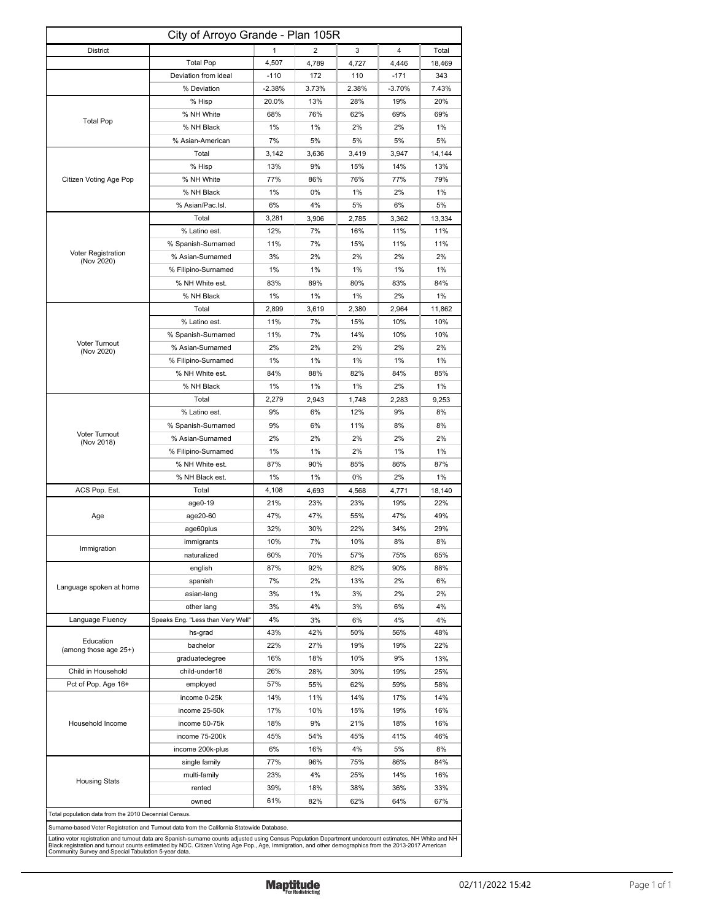# City of Arroyo Grande - Plan 105R

| District | | 1 | 2 | 3 | 4 | Total |
|---|---|---|---|---|---|---|
| | Total Pop | 4,507 | 4,789 | 4,727 | 4,446 | 18,469 |
| | Deviation from ideal | -110 | 172 | 110 | -171 | 343 |
| | % Deviation | -2.38% | 3.73% | 2.38% | -3.70% | 7.43% |
| Total Pop | % Hisp | 20.0% | 13% | 28% | 19% | 20% |
| | % NH White | 68% | 76% | 62% | 69% | 69% |
| | % NH Black | 1% | 1% | 2% | 2% | 1% |
| | % Asian-American | 7% | 5% | 5% | 5% | 5% |
| Citizen Voting Age Pop | Total | 3,142 | 3,636 | 3,419 | 3,947 | 14,144 |
| | % Hisp | 13% | 9% | 15% | 14% | 13% |
| | % NH White | 77% | 86% | 76% | 77% | 79% |
| | % NH Black | 1% | 0% | 1% | 2% | 1% |
| | % Asian/Pac.Isl. | 6% | 4% | 5% | 6% | 5% |
| Voter Registration (Nov 2020) | Total | 3,281 | 3,906 | 2,785 | 3,362 | 13,334 |
| | % Latino est. | 12% | 7% | 16% | 11% | 11% |
| | % Spanish-Surnamed | 11% | 7% | 15% | 11% | 11% |
| | % Asian-Surnamed | 3% | 2% | 2% | 2% | 2% |
| | % Filipino-Surnamed | 1% | 1% | 1% | 1% | 1% |
| | % NH White est. | 83% | 89% | 80% | 83% | 84% |
| | % NH Black | 1% | 1% | 1% | 2% | 1% |
| Voter Turnout (Nov 2020) | Total | 2,899 | 3,619 | 2,380 | 2,964 | 11,862 |
| | % Latino est. | 11% | 7% | 15% | 10% | 10% |
| | % Spanish-Surnamed | 11% | 7% | 14% | 10% | 10% |
| | % Asian-Surnamed | 2% | 2% | 2% | 2% | 2% |
| | % Filipino-Surnamed | 1% | 1% | 1% | 1% | 1% |
| | % NH White est. | 84% | 88% | 82% | 84% | 85% |
| | % NH Black | 1% | 1% | 1% | 2% | 1% |
| Voter Turnout (Nov 2018) | Total | 2,279 | 2,943 | 1,748 | 2,283 | 9,253 |
| | % Latino est. | 9% | 6% | 12% | 9% | 8% |
| | % Spanish-Surnamed | 9% | 6% | 11% | 8% | 8% |
| | % Asian-Surnamed | 2% | 2% | 2% | 2% | 2% |
| | % Filipino-Surnamed | 1% | 1% | 2% | 1% | 1% |
| | % NH White est. | 87% | 90% | 85% | 86% | 87% |
| | % NH Black est. | 1% | 1% | 0% | 2% | 1% |
| ACS Pop. Est. | Total | 4,108 | 4,693 | 4,568 | 4,771 | 18,140 |
| Age | age0-19 | 21% | 23% | 23% | 19% | 22% |
| | age20-60 | 47% | 47% | 55% | 47% | 49% |
| | age60plus | 32% | 30% | 22% | 34% | 29% |
| Immigration | immigrants | 10% | 7% | 10% | 8% | 8% |
| | naturalized | 60% | 70% | 57% | 75% | 65% |
| Language spoken at home | english | 87% | 92% | 82% | 90% | 88% |
| | spanish | 7% | 2% | 13% | 2% | 6% |
| | asian-lang | 3% | 1% | 3% | 2% | 2% |
| | other lang | 3% | 4% | 3% | 6% | 4% |
| Language Fluency | Speaks Eng. "Less than Very Well" | 4% | 3% | 6% | 4% | 4% |
| Education (among those age 25+) | hs-grad | 43% | 42% | 50% | 56% | 48% |
| | bachelor | 22% | 27% | 19% | 19% | 22% |
| | graduatedegree | 16% | 18% | 10% | 9% | 13% |
| Child in Household | child-under18 | 26% | 28% | 30% | 19% | 25% |
| Pct of Pop. Age 16+ | employed | 57% | 55% | 62% | 59% | 58% |
| Household Income | income 0-25k | 14% | 11% | 14% | 17% | 14% |
| | income 25-50k | 17% | 10% | 15% | 19% | 16% |
| | income 50-75k | 18% | 9% | 21% | 18% | 16% |
| | income 75-200k | 45% | 54% | 45% | 41% | 46% |
| | income 200k-plus | 6% | 16% | 4% | 5% | 8% |
| Housing Stats | single family | 77% | 96% | 75% | 86% | 84% |
| | multi-family | 23% | 4% | 25% | 14% | 16% |
| | rented | 39% | 18% | 38% | 36% | 33% |
| | owned | 61% | 82% | 62% | 64% | 67% |

Total population data from the 2010 Decennial Census.

Surname-based Voter Registration and Turnout data from the California Statewide Database.

Latino voter registration and turnout data are Spanish-surname counts adjusted using Census Population Department undercount estimates. NH White and NH Black registration and turnout counts estimated by NDC. Citizen Voting Age Pop., Age, Immigration, and other demographics from the 2013-2017 American Community Survey and Special Tabulation 5-year data.

Maptitude For Redistricting 02/11/2022 15:42